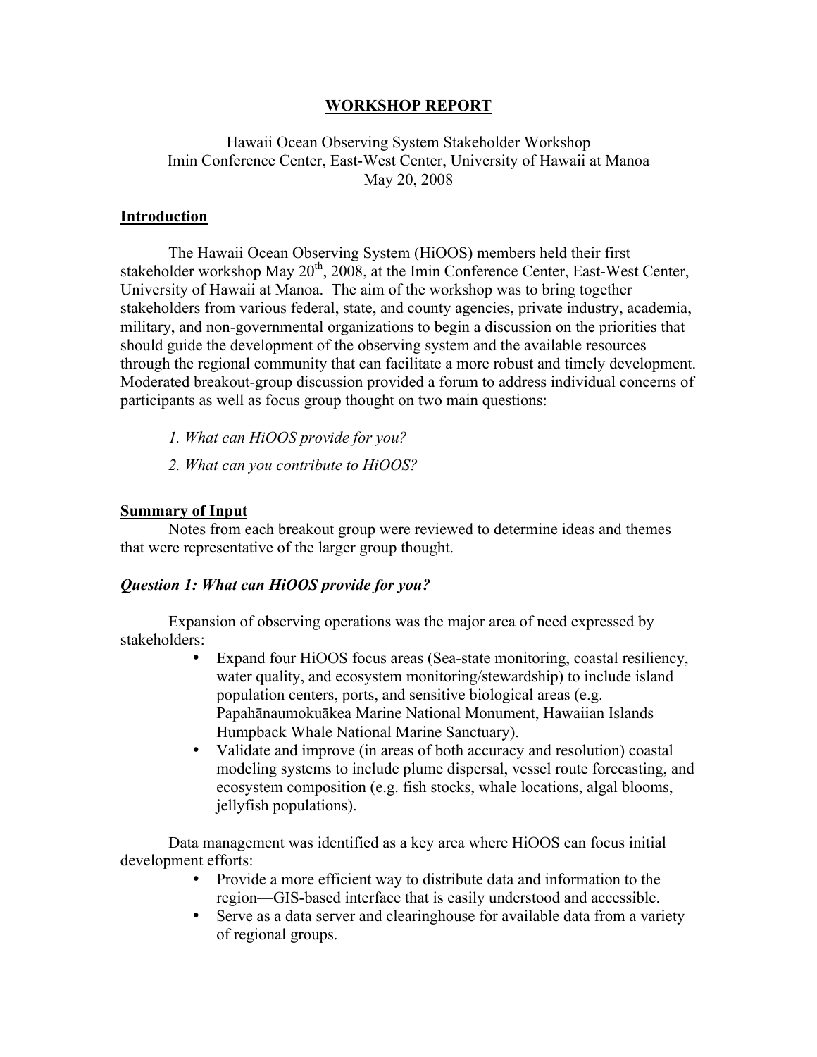# WORKSHOP REPORT

Hawaii Ocean Observing System Stakeholder Workshop
Imin Conference Center, East-West Center, University of Hawaii at Manoa
May 20, 2008

## Introduction

The Hawaii Ocean Observing System (HiOOS) members held their first stakeholder workshop May 20th, 2008, at the Imin Conference Center, East-West Center, University of Hawaii at Manoa. The aim of the workshop was to bring together stakeholders from various federal, state, and county agencies, private industry, academia, military, and non-governmental organizations to begin a discussion on the priorities that should guide the development of the observing system and the available resources through the regional community that can facilitate a more robust and timely development. Moderated breakout-group discussion provided a forum to address individual concerns of participants as well as focus group thought on two main questions:

*1. What can HiOOS provide for you?*

*2. What can you contribute to HiOOS?*

## Summary of Input

Notes from each breakout group were reviewed to determine ideas and themes that were representative of the larger group thought.

### *Question 1: What can HiOOS provide for you?*

Expansion of observing operations was the major area of need expressed by stakeholders:

- Expand four HiOOS focus areas (Sea-state monitoring, coastal resiliency, water quality, and ecosystem monitoring/stewardship) to include island population centers, ports, and sensitive biological areas (e.g. Papahānaumokuākea Marine National Monument, Hawaiian Islands Humpback Whale National Marine Sanctuary).
- Validate and improve (in areas of both accuracy and resolution) coastal modeling systems to include plume dispersal, vessel route forecasting, and ecosystem composition (e.g. fish stocks, whale locations, algal blooms, jellyfish populations).

Data management was identified as a key area where HiOOS can focus initial development efforts:

- Provide a more efficient way to distribute data and information to the region—GIS-based interface that is easily understood and accessible.
- Serve as a data server and clearinghouse for available data from a variety of regional groups.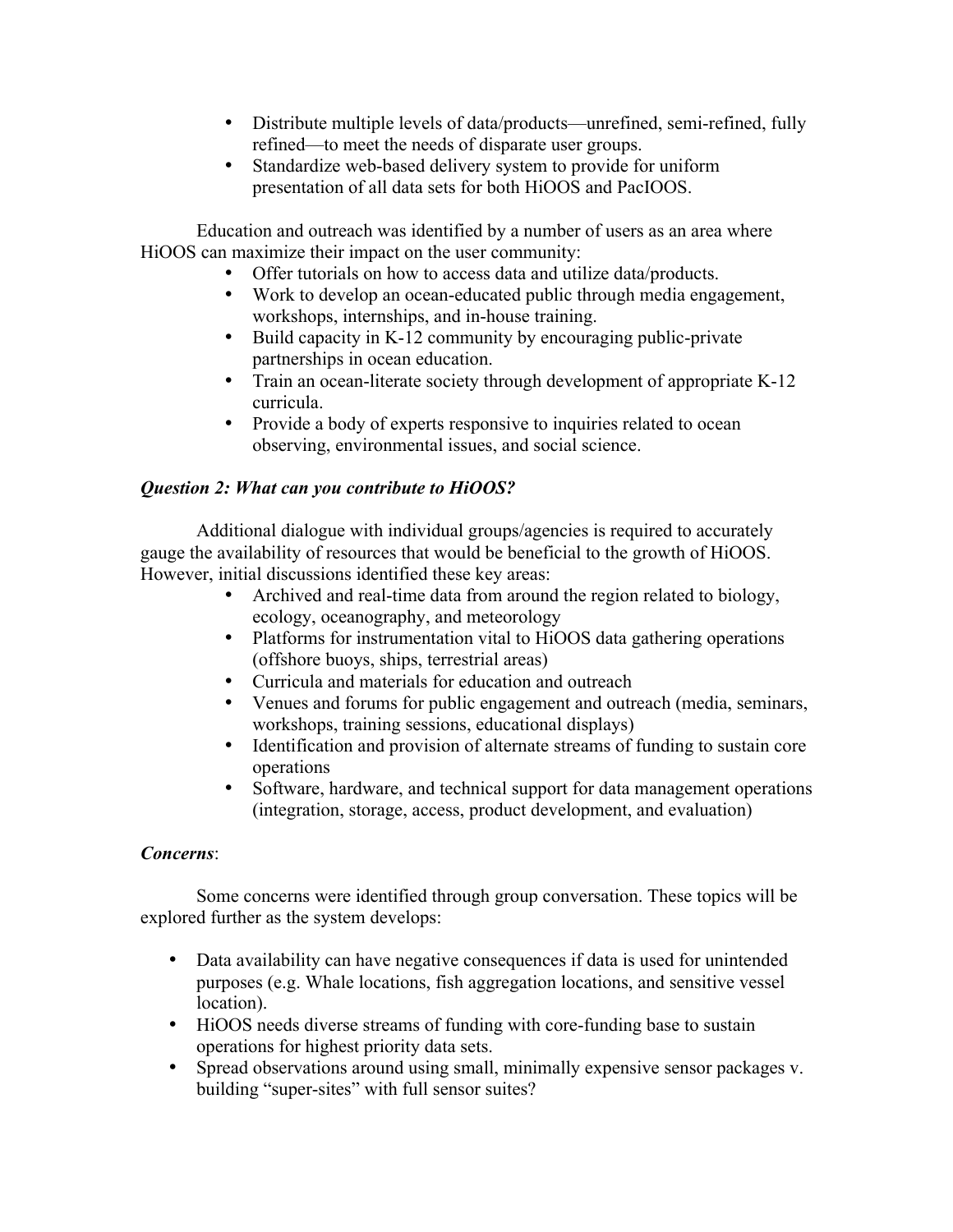- Distribute multiple levels of data/products—unrefined, semi-refined, fully refined—to meet the needs of disparate user groups.
- Standardize web-based delivery system to provide for uniform presentation of all data sets for both HiOOS and PacIOOS.

Education and outreach was identified by a number of users as an area where HiOOS can maximize their impact on the user community:

- Offer tutorials on how to access data and utilize data/products.
- Work to develop an ocean-educated public through media engagement, workshops, internships, and in-house training.
- Build capacity in K-12 community by encouraging public-private partnerships in ocean education.
- Train an ocean-literate society through development of appropriate K-12 curricula.
- Provide a body of experts responsive to inquiries related to ocean observing, environmental issues, and social science.

***Question 2: What can you contribute to HiOOS?***

Additional dialogue with individual groups/agencies is required to accurately gauge the availability of resources that would be beneficial to the growth of HiOOS. However, initial discussions identified these key areas:

- Archived and real-time data from around the region related to biology, ecology, oceanography, and meteorology
- Platforms for instrumentation vital to HiOOS data gathering operations (offshore buoys, ships, terrestrial areas)
- Curricula and materials for education and outreach
- Venues and forums for public engagement and outreach (media, seminars, workshops, training sessions, educational displays)
- Identification and provision of alternate streams of funding to sustain core operations
- Software, hardware, and technical support for data management operations (integration, storage, access, product development, and evaluation)

***Concerns***:

Some concerns were identified through group conversation. These topics will be explored further as the system develops:

- Data availability can have negative consequences if data is used for unintended purposes (e.g. Whale locations, fish aggregation locations, and sensitive vessel location).
- HiOOS needs diverse streams of funding with core-funding base to sustain operations for highest priority data sets.
- Spread observations around using small, minimally expensive sensor packages v. building "super-sites" with full sensor suites?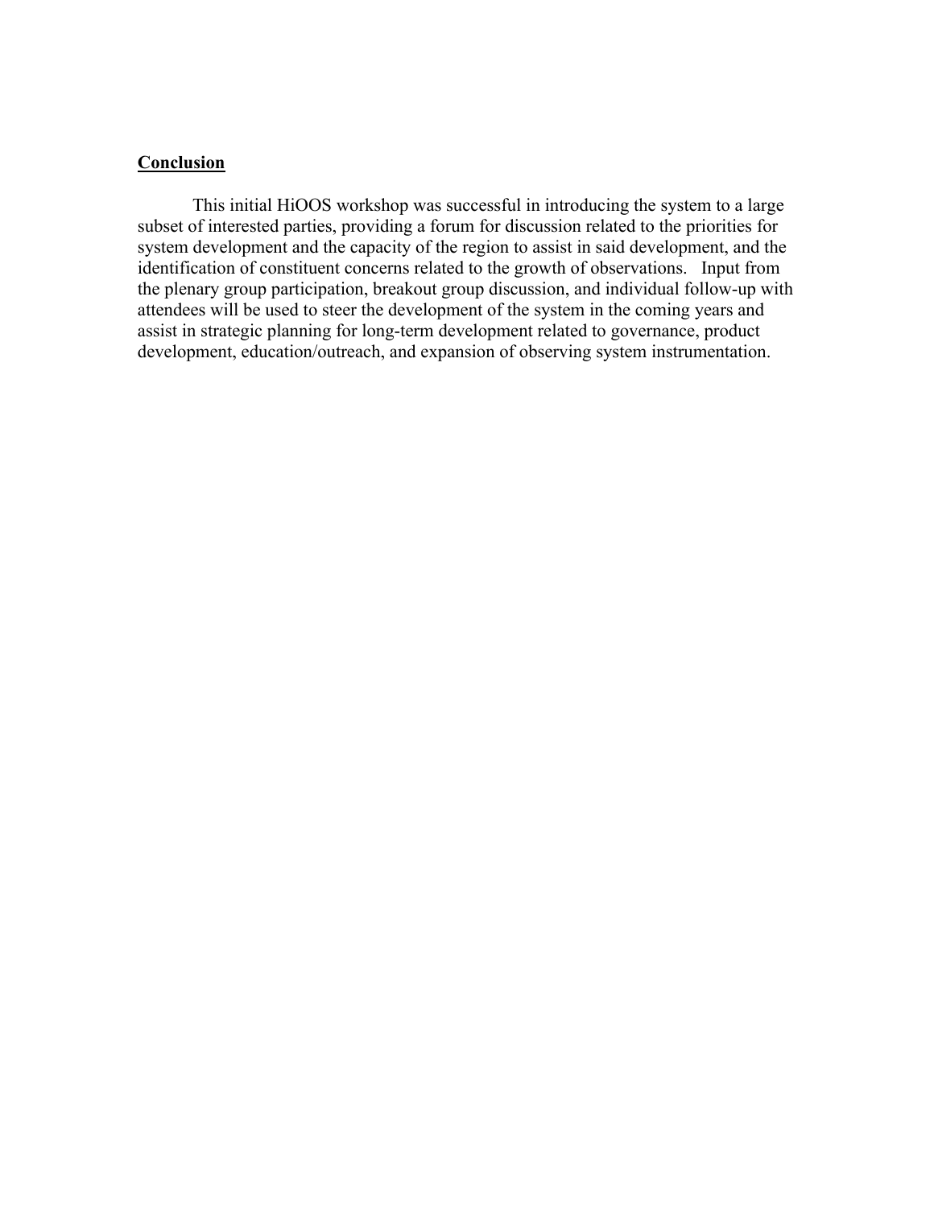## Conclusion

This initial HiOOS workshop was successful in introducing the system to a large subset of interested parties, providing a forum for discussion related to the priorities for system development and the capacity of the region to assist in said development, and the identification of constituent concerns related to the growth of observations. Input from the plenary group participation, breakout group discussion, and individual follow-up with attendees will be used to steer the development of the system in the coming years and assist in strategic planning for long-term development related to governance, product development, education/outreach, and expansion of observing system instrumentation.